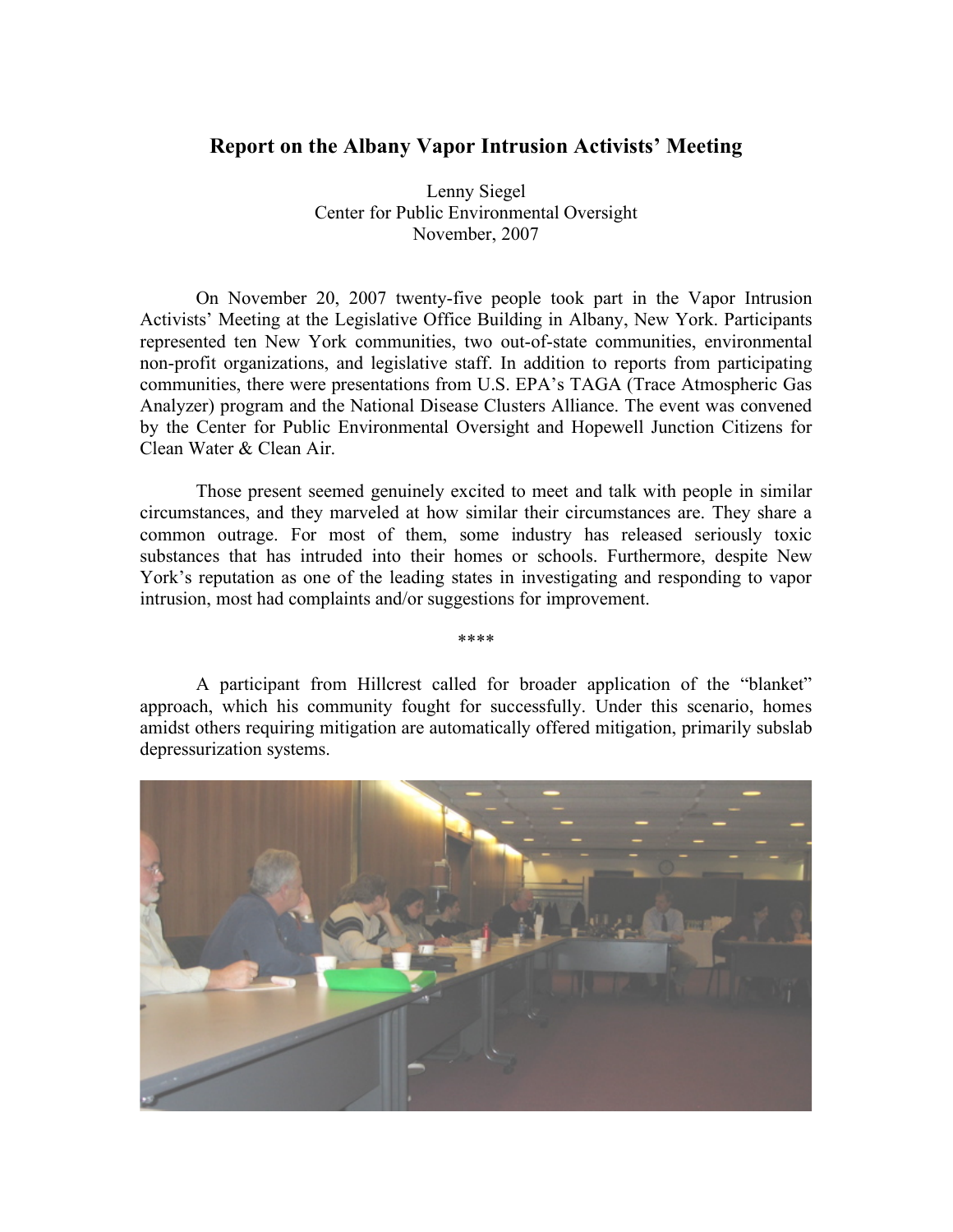# Report on the Albany Vapor Intrusion Activists' Meeting

Lenny Siegel
Center for Public Environmental Oversight
November, 2007

On November 20, 2007 twenty-five people took part in the Vapor Intrusion Activists' Meeting at the Legislative Office Building in Albany, New York. Participants represented ten New York communities, two out-of-state communities, environmental non-profit organizations, and legislative staff. In addition to reports from participating communities, there were presentations from U.S. EPA's TAGA (Trace Atmospheric Gas Analyzer) program and the National Disease Clusters Alliance. The event was convened by the Center for Public Environmental Oversight and Hopewell Junction Citizens for Clean Water & Clean Air.

Those present seemed genuinely excited to meet and talk with people in similar circumstances, and they marveled at how similar their circumstances are. They share a common outrage. For most of them, some industry has released seriously toxic substances that has intruded into their homes or schools. Furthermore, despite New York's reputation as one of the leading states in investigating and responding to vapor intrusion, most had complaints and/or suggestions for improvement.

****

A participant from Hillcrest called for broader application of the "blanket" approach, which his community fought for successfully. Under this scenario, homes amidst others requiring mitigation are automatically offered mitigation, primarily subslab depressurization systems.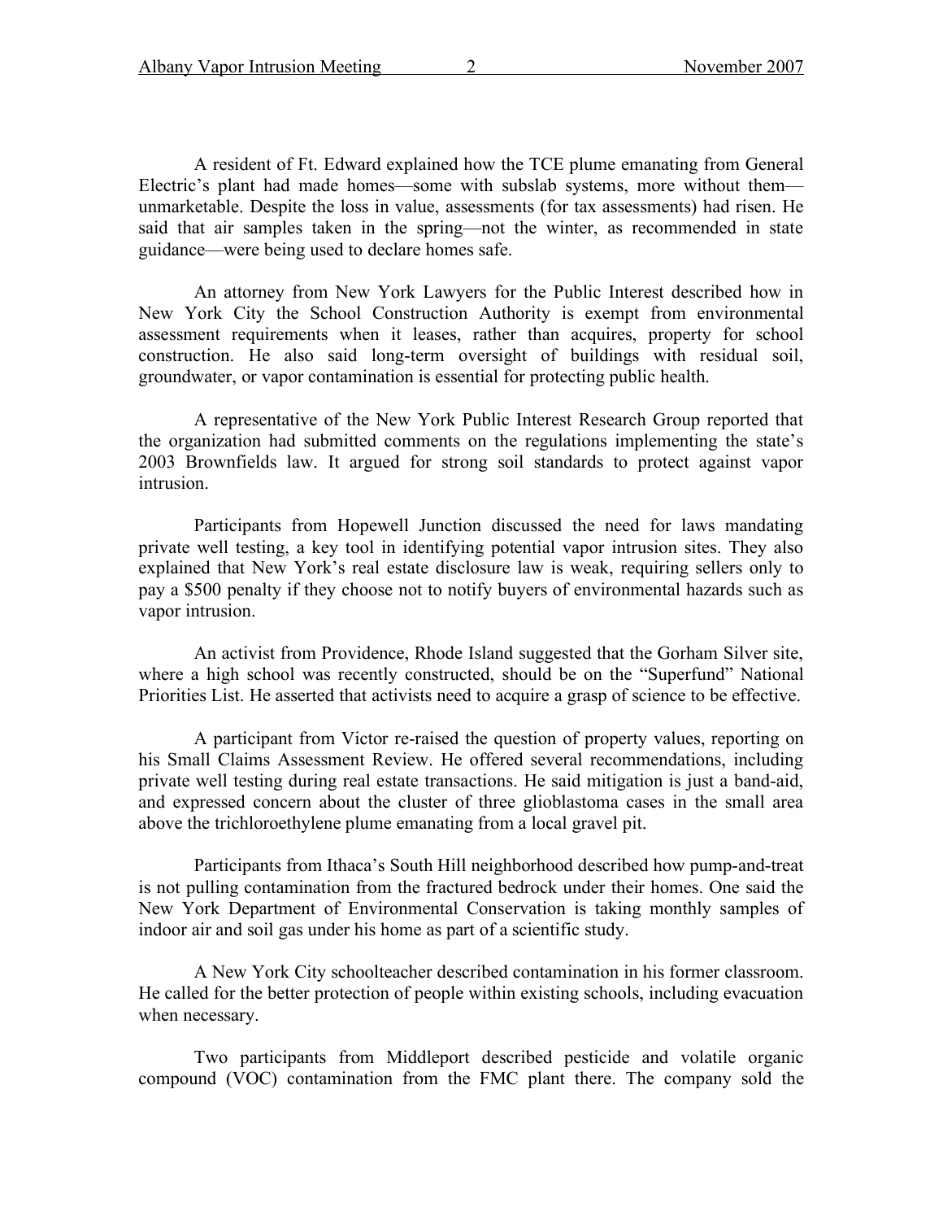A resident of Ft. Edward explained how the TCE plume emanating from General Electric's plant had made homes—some with subslab systems, more without them—unmarketable. Despite the loss in value, assessments (for tax assessments) had risen. He said that air samples taken in the spring—not the winter, as recommended in state guidance—were being used to declare homes safe.

An attorney from New York Lawyers for the Public Interest described how in New York City the School Construction Authority is exempt from environmental assessment requirements when it leases, rather than acquires, property for school construction. He also said long-term oversight of buildings with residual soil, groundwater, or vapor contamination is essential for protecting public health.

A representative of the New York Public Interest Research Group reported that the organization had submitted comments on the regulations implementing the state's 2003 Brownfields law. It argued for strong soil standards to protect against vapor intrusion.

Participants from Hopewell Junction discussed the need for laws mandating private well testing, a key tool in identifying potential vapor intrusion sites. They also explained that New York's real estate disclosure law is weak, requiring sellers only to pay a $500 penalty if they choose not to notify buyers of environmental hazards such as vapor intrusion.

An activist from Providence, Rhode Island suggested that the Gorham Silver site, where a high school was recently constructed, should be on the "Superfund" National Priorities List. He asserted that activists need to acquire a grasp of science to be effective.

A participant from Victor re-raised the question of property values, reporting on his Small Claims Assessment Review. He offered several recommendations, including private well testing during real estate transactions. He said mitigation is just a band-aid, and expressed concern about the cluster of three glioblastoma cases in the small area above the trichloroethylene plume emanating from a local gravel pit.

Participants from Ithaca's South Hill neighborhood described how pump-and-treat is not pulling contamination from the fractured bedrock under their homes. One said the New York Department of Environmental Conservation is taking monthly samples of indoor air and soil gas under his home as part of a scientific study.

A New York City schoolteacher described contamination in his former classroom. He called for the better protection of people within existing schools, including evacuation when necessary.

Two participants from Middleport described pesticide and volatile organic compound (VOC) contamination from the FMC plant there. The company sold the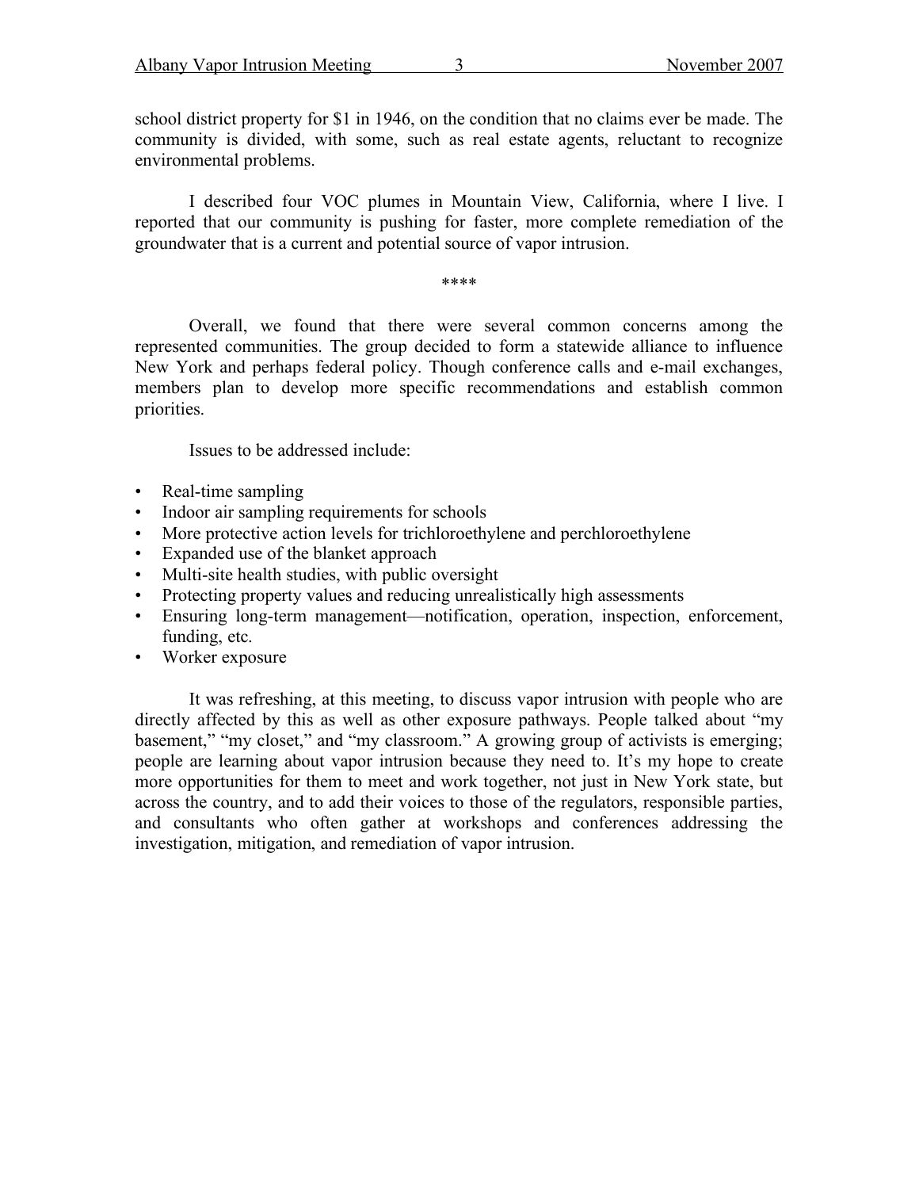school district property for $1 in 1946, on the condition that no claims ever be made. The community is divided, with some, such as real estate agents, reluctant to recognize environmental problems.

I described four VOC plumes in Mountain View, California, where I live. I reported that our community is pushing for faster, more complete remediation of the groundwater that is a current and potential source of vapor intrusion.

\*\*\*\*

Overall, we found that there were several common concerns among the represented communities. The group decided to form a statewide alliance to influence New York and perhaps federal policy. Though conference calls and e-mail exchanges, members plan to develop more specific recommendations and establish common priorities.

Issues to be addressed include:

- Real-time sampling
- Indoor air sampling requirements for schools
- More protective action levels for trichloroethylene and perchloroethylene
- Expanded use of the blanket approach
- Multi-site health studies, with public oversight
- Protecting property values and reducing unrealistically high assessments
- Ensuring long-term management—notification, operation, inspection, enforcement, funding, etc.
- Worker exposure

It was refreshing, at this meeting, to discuss vapor intrusion with people who are directly affected by this as well as other exposure pathways. People talked about "my basement," "my closet," and "my classroom." A growing group of activists is emerging; people are learning about vapor intrusion because they need to. It's my hope to create more opportunities for them to meet and work together, not just in New York state, but across the country, and to add their voices to those of the regulators, responsible parties, and consultants who often gather at workshops and conferences addressing the investigation, mitigation, and remediation of vapor intrusion.